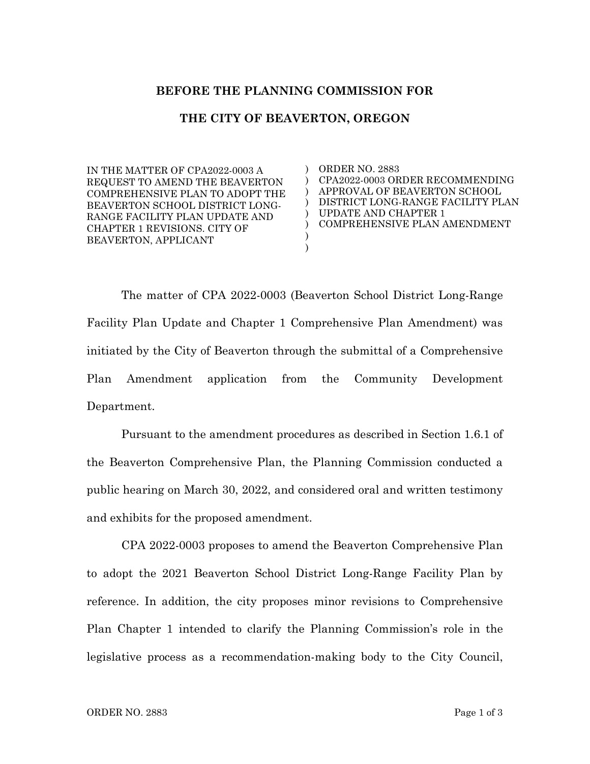**BEFORE THE PLANNING COMMISSION FOR**

**THE CITY OF BEAVERTON, OREGON**

| | | |
|---|---|---|
| IN THE MATTER OF CPA2022-0003 A REQUEST TO AMEND THE BEAVERTON COMPREHENSIVE PLAN TO ADOPT THE BEAVERTON SCHOOL DISTRICT LONG-RANGE FACILITY PLAN UPDATE AND CHAPTER 1 REVISIONS. CITY OF BEAVERTON, APPLICANT | ) ) ) ) ) ) ) ) | ORDER NO. 2883 CPA2022-0003 ORDER RECOMMENDING APPROVAL OF BEAVERTON SCHOOL DISTRICT LONG-RANGE FACILITY PLAN UPDATE AND CHAPTER 1 COMPREHENSIVE PLAN AMENDMENT |

The matter of CPA 2022-0003 (Beaverton School District Long-Range Facility Plan Update and Chapter 1 Comprehensive Plan Amendment) was initiated by the City of Beaverton through the submittal of a Comprehensive Plan Amendment application from the Community Development Department.

Pursuant to the amendment procedures as described in Section 1.6.1 of the Beaverton Comprehensive Plan, the Planning Commission conducted a public hearing on March 30, 2022, and considered oral and written testimony and exhibits for the proposed amendment.

CPA 2022-0003 proposes to amend the Beaverton Comprehensive Plan to adopt the 2021 Beaverton School District Long-Range Facility Plan by reference. In addition, the city proposes minor revisions to Comprehensive Plan Chapter 1 intended to clarify the Planning Commission's role in the legislative process as a recommendation-making body to the City Council,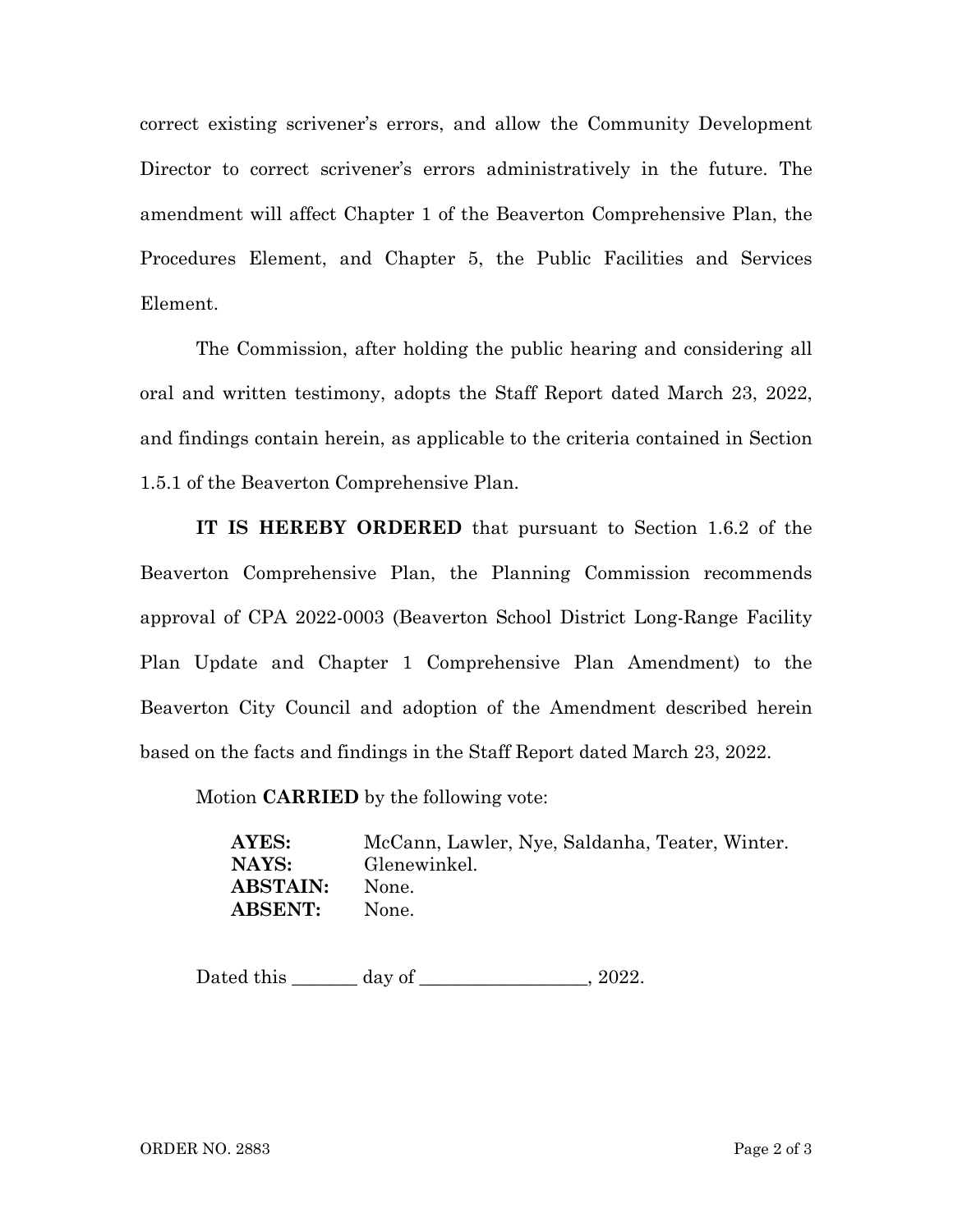correct existing scrivener's errors, and allow the Community Development Director to correct scrivener's errors administratively in the future. The amendment will affect Chapter 1 of the Beaverton Comprehensive Plan, the Procedures Element, and Chapter 5, the Public Facilities and Services Element.

The Commission, after holding the public hearing and considering all oral and written testimony, adopts the Staff Report dated March 23, 2022, and findings contain herein, as applicable to the criteria contained in Section 1.5.1 of the Beaverton Comprehensive Plan.

**IT IS HEREBY ORDERED** that pursuant to Section 1.6.2 of the Beaverton Comprehensive Plan, the Planning Commission recommends approval of CPA 2022-0003 (Beaverton School District Long-Range Facility Plan Update and Chapter 1 Comprehensive Plan Amendment) to the Beaverton City Council and adoption of the Amendment described herein based on the facts and findings in the Staff Report dated March 23, 2022.

Motion **CARRIED** by the following vote:

**AYES:** McCann, Lawler, Nye, Saldanha, Teater, Winter.
**NAYS:** Glenewinkel.
**ABSTAIN:** None.
**ABSENT:** None.

Dated this _______ day of __________________, 2022.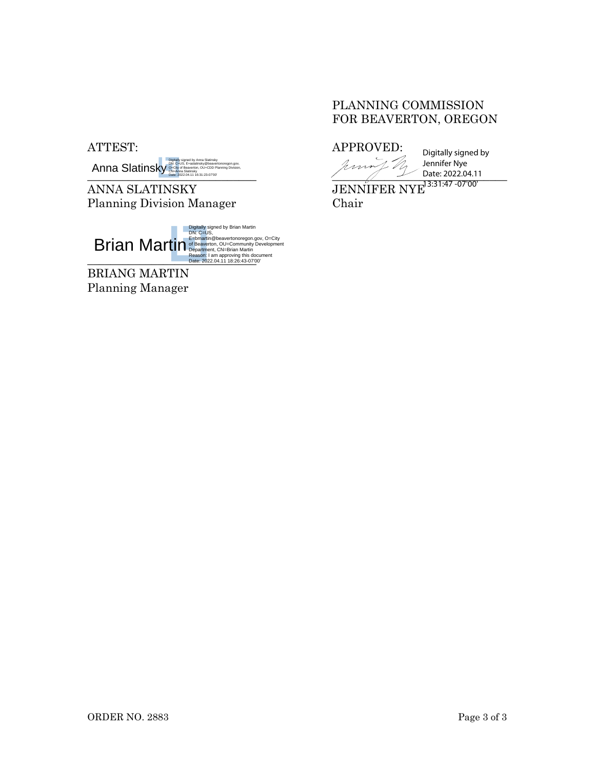PLANNING COMMISSION
FOR BEAVERTON, OREGON

ATTEST:

Anna Slatinsky

Digitally signed by Anna Slatinsky
DN: C=US, E=aslatinsky@beavertonoregon.gov, O=City of Beaverton, OU=CDD Planning Division, CN=Anna Slatinsky
Date: 2022.04.11 16:31:23-07'00'

ANNA SLATINSKY
Planning Division Manager

APPROVED:

Digitally signed by Jennifer Nye
Date: 2022.04.11 13:31:47 -07'00'

JENNIFER NYE
Chair

Brian Martin

Digitally signed by Brian Martin
DN: C=US, E=bmartin@beavertonoregon.gov, O=City of Beaverton, OU=Community Development Department, CN=Brian Martin
Reason: I am approving this document
Date: 2022.04.11 18:26:43-07'00'

BRIANG MARTIN
Planning Manager

ORDER NO. 2883